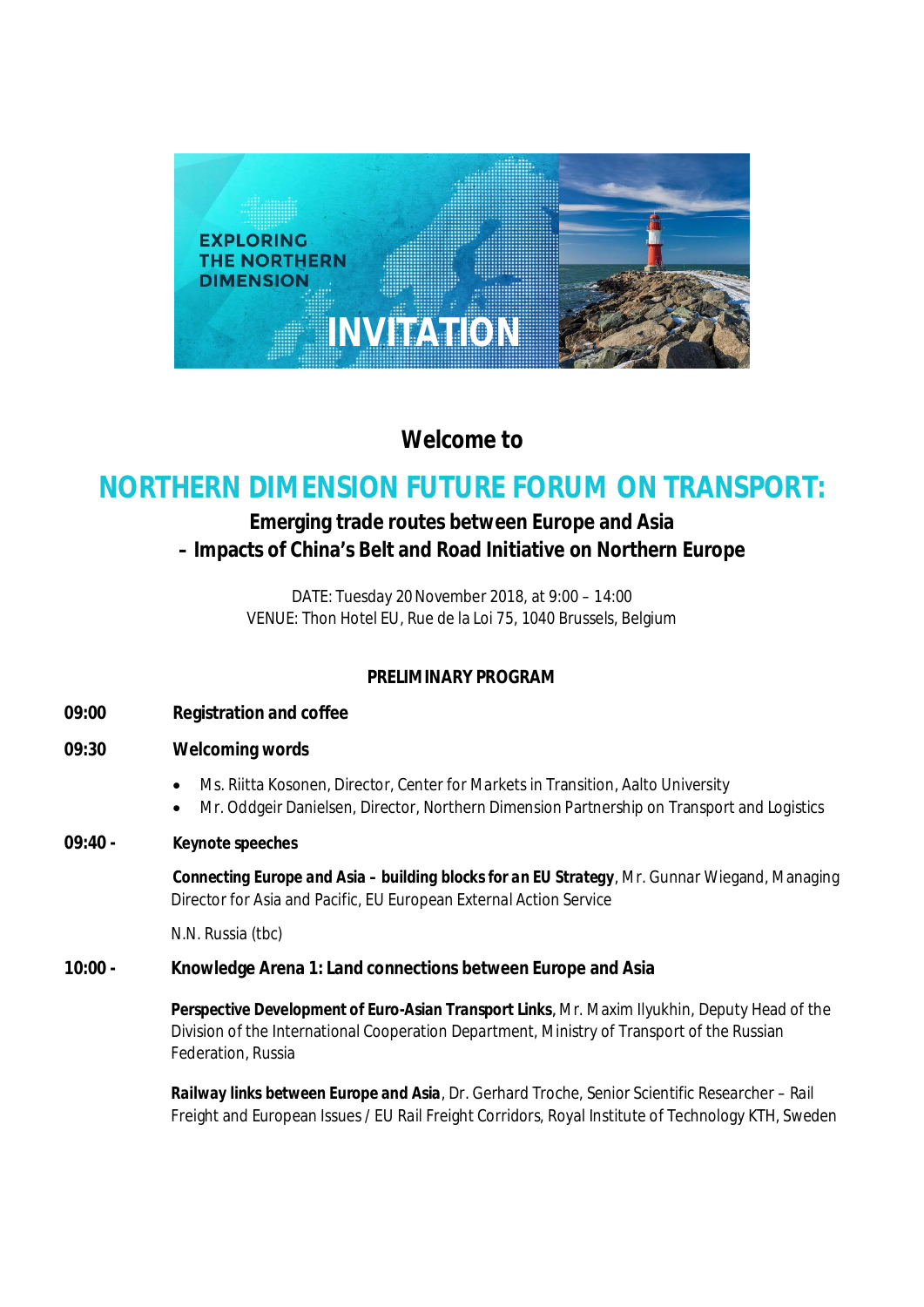EXPLORING THE NORTHERN DIMENSION

INVITATION

**Welcome to**

# NORTHERN DIMENSION FUTURE FORUM ON TRANSPORT:

## Emerging trade routes between Europe and Asia – Impacts of China's Belt and Road Initiative on Northern Europe

DATE: Tuesday 20 November 2018, at 9:00 – 14:00
VENUE: Thon Hotel EU, Rue de la Loi 75, 1040 Brussels, Belgium

**PRELIMINARY PROGRAM**

**09:00** **Registration and coffee**

**09:30** **Welcoming words**

- Ms. Riitta Kosonen, Director, Center for Markets in Transition, Aalto University
- Mr. Oddgeir Danielsen, Director, Northern Dimension Partnership on Transport and Logistics

**09:40 -** **Keynote speeches**

**Connecting Europe and Asia – building blocks for an EU Strategy**, Mr. Gunnar Wiegand, Managing Director for Asia and Pacific, EU European External Action Service

N.N. Russia (tbc)

**10:00 -** **Knowledge Arena 1: Land connections between Europe and Asia**

**Perspective Development of Euro-Asian Transport Links**, Mr. Maxim Ilyukhin, Deputy Head of the Division of the International Cooperation Department, Ministry of Transport of the Russian Federation, Russia

**Railway links between Europe and Asia**, Dr. Gerhard Troche, Senior Scientific Researcher – Rail Freight and European Issues / EU Rail Freight Corridors, Royal Institute of Technology KTH, Sweden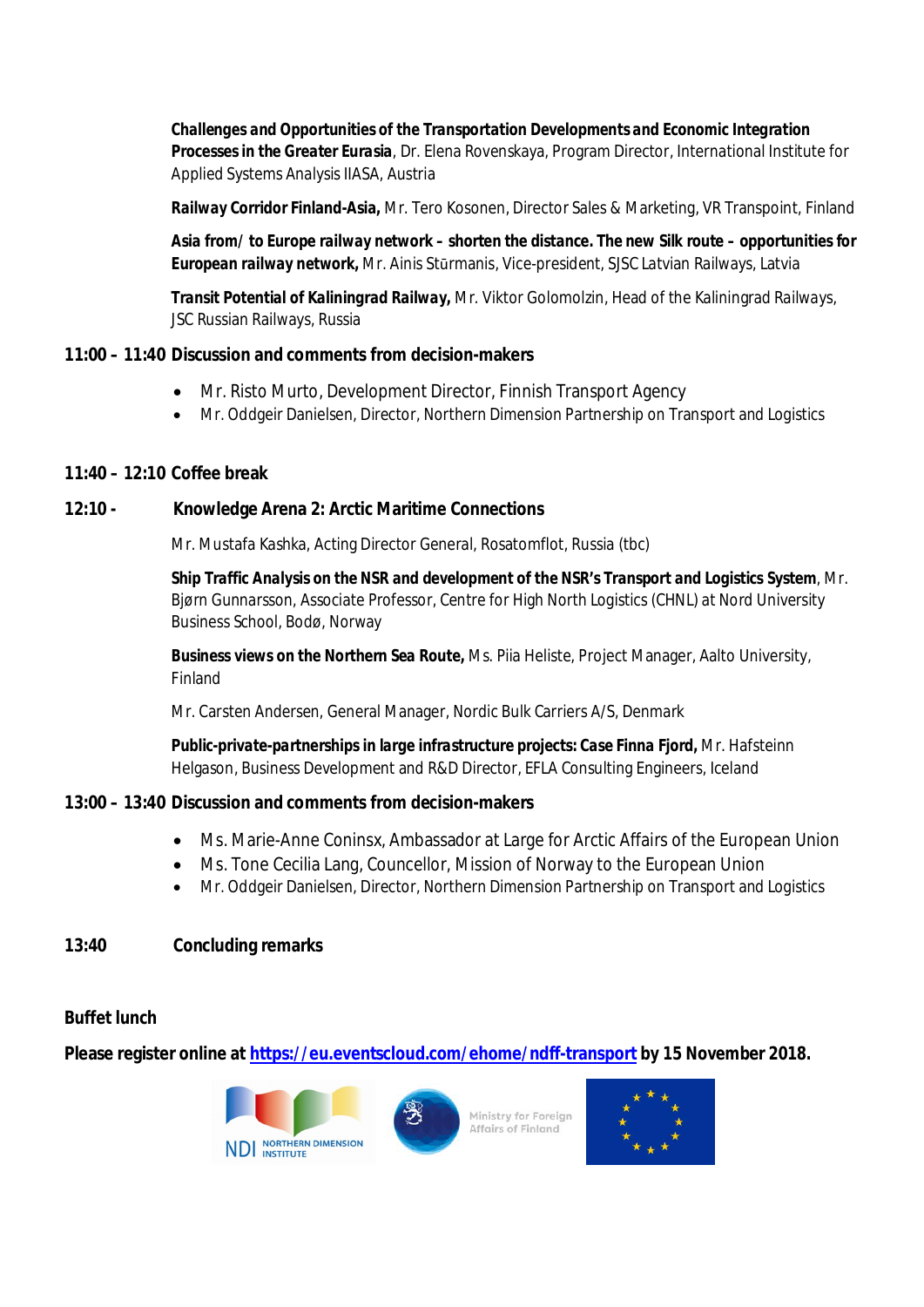***Challenges and Opportunities of the Transportation Developments and Economic Integration Processes in the Greater Eurasia***, Dr. Elena Rovenskaya, Program Director, International Institute for Applied Systems Analysis IIASA, Austria

**Railway Corridor Finland-Asia,** Mr. Tero Kosonen, Director Sales & Marketing, VR Transpoint, Finland

**Asia from/ to Europe railway network – shorten the distance. The new Silk route – opportunities for European railway network,** Mr. Ainis Stūrmanis, Vice-president, SJSC Latvian Railways, Latvia

**Transit Potential of Kaliningrad Railway,** Mr. Viktor Golomolzin, Head of the Kaliningrad Railways, JSC Russian Railways, Russia

**11:00 – 11:40 Discussion and comments from decision-makers**

- Mr. Risto Murto, Development Director, Finnish Transport Agency
- Mr. Oddgeir Danielsen, Director, Northern Dimension Partnership on Transport and Logistics

**11:40 – 12:10 Coffee break**

**12:10 - Knowledge Arena 2: Arctic Maritime Connections**

Mr. Mustafa Kashka, Acting Director General, Rosatomflot, Russia (tbc)

**Ship Traffic Analysis on the NSR and development of the NSR's Transport and Logistics System**, Mr. Bjørn Gunnarsson, Associate Professor, Centre for High North Logistics (CHNL) at Nord University Business School, Bodø, Norway

**Business views on the Northern Sea Route,** Ms. Piia Heliste, Project Manager, Aalto University, Finland

Mr. Carsten Andersen, General Manager, Nordic Bulk Carriers A/S, Denmark

**Public-private-partnerships in large infrastructure projects: Case Finna Fjord,** Mr. Hafsteinn Helgason, Business Development and R&D Director, EFLA Consulting Engineers, Iceland

**13:00 – 13:40 Discussion and comments from decision-makers**

- Ms. Marie-Anne Coninsx, Ambassador at Large for Arctic Affairs of the European Union
- Ms. Tone Cecilia Lang, Councellor, Mission of Norway to the European Union
- Mr. Oddgeir Danielsen, Director, Northern Dimension Partnership on Transport and Logistics

**13:40 Concluding remarks**

**Buffet lunch**

**Please register online at [https://eu.eventscloud.com/ehome/ndff-transport](https://eu.eventscloud.com/ehome/ndff-transport) by 15 November 2018.**

NDI NORTHERN DIMENSION INSTITUTE

Ministry for Foreign Affairs of Finland